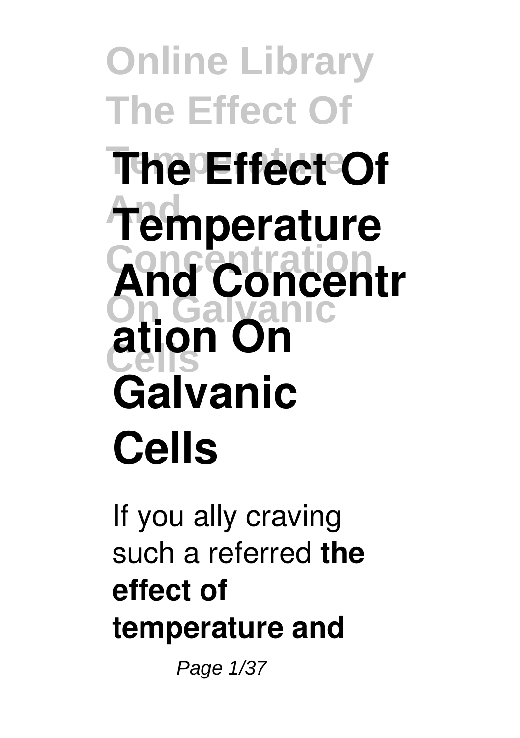# The Effect Of Temperature And Concentration On Galvanic Cells

If you ally craving such a referred **the effect of temperature and**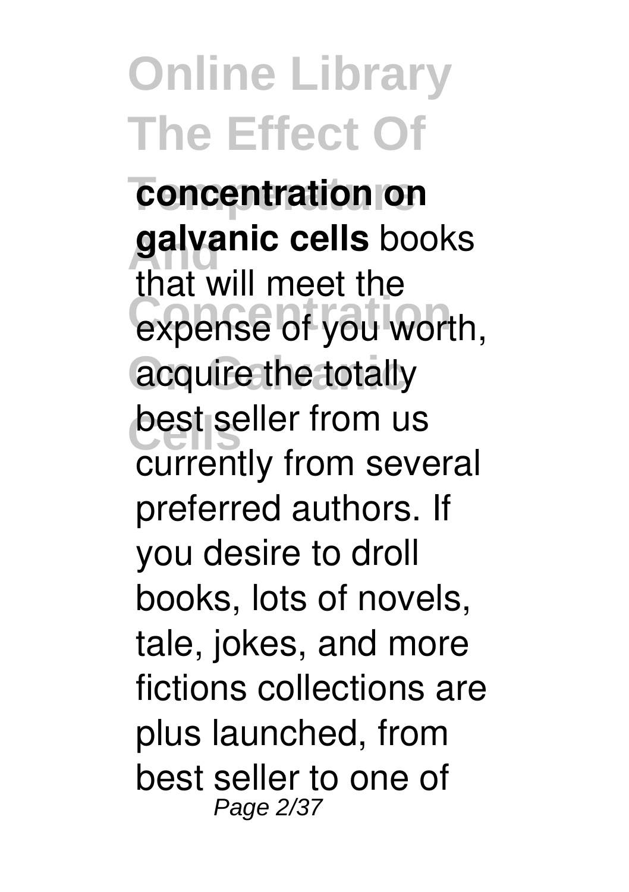**concentration on galvanic cells** books that will meet the expense of you worth, acquire the totally best seller from us currently from several preferred authors. If you desire to droll books, lots of novels, tale, jokes, and more fictions collections are plus launched, from best seller to one of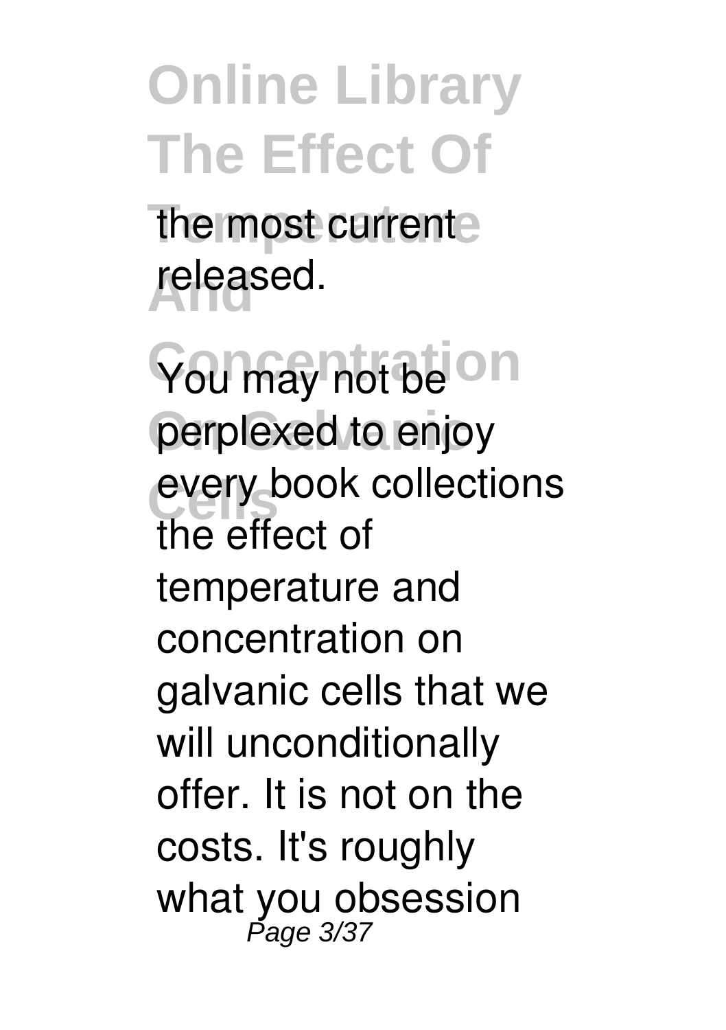the most current released.

You may not be perplexed to enjoy every book collections the effect of temperature and concentration on galvanic cells that we will unconditionally offer. It is not on the costs. It's roughly what you obsession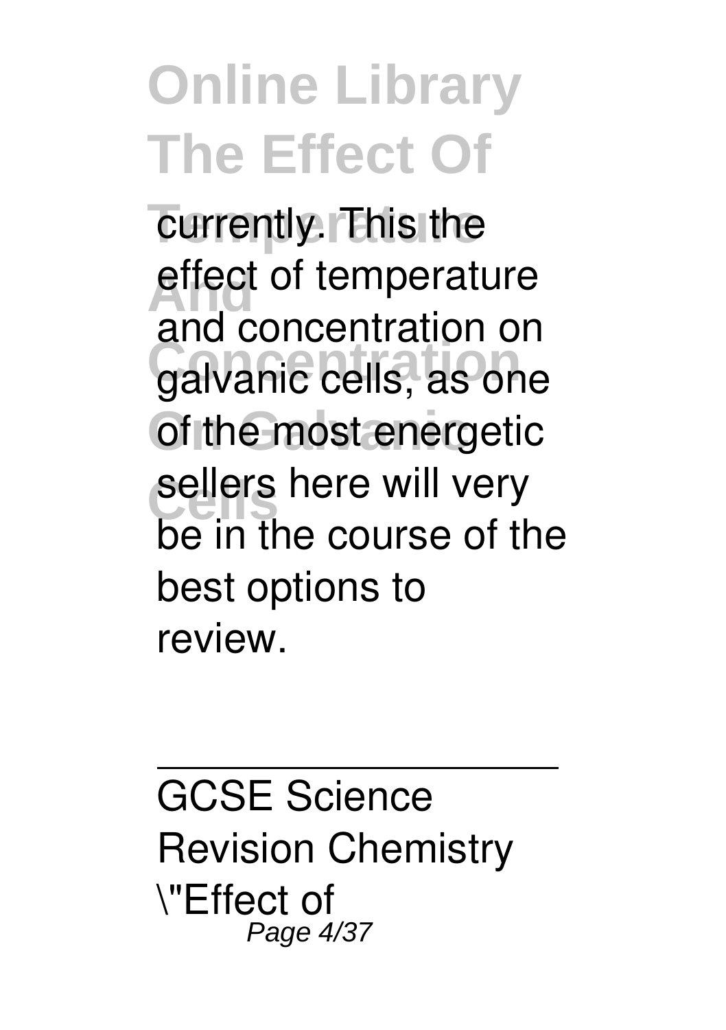currently. This the effect of temperature and concentration on galvanic cells, as one of the most energetic sellers here will very be in the course of the best options to review.

---

GCSE Science Revision Chemistry \"Effect of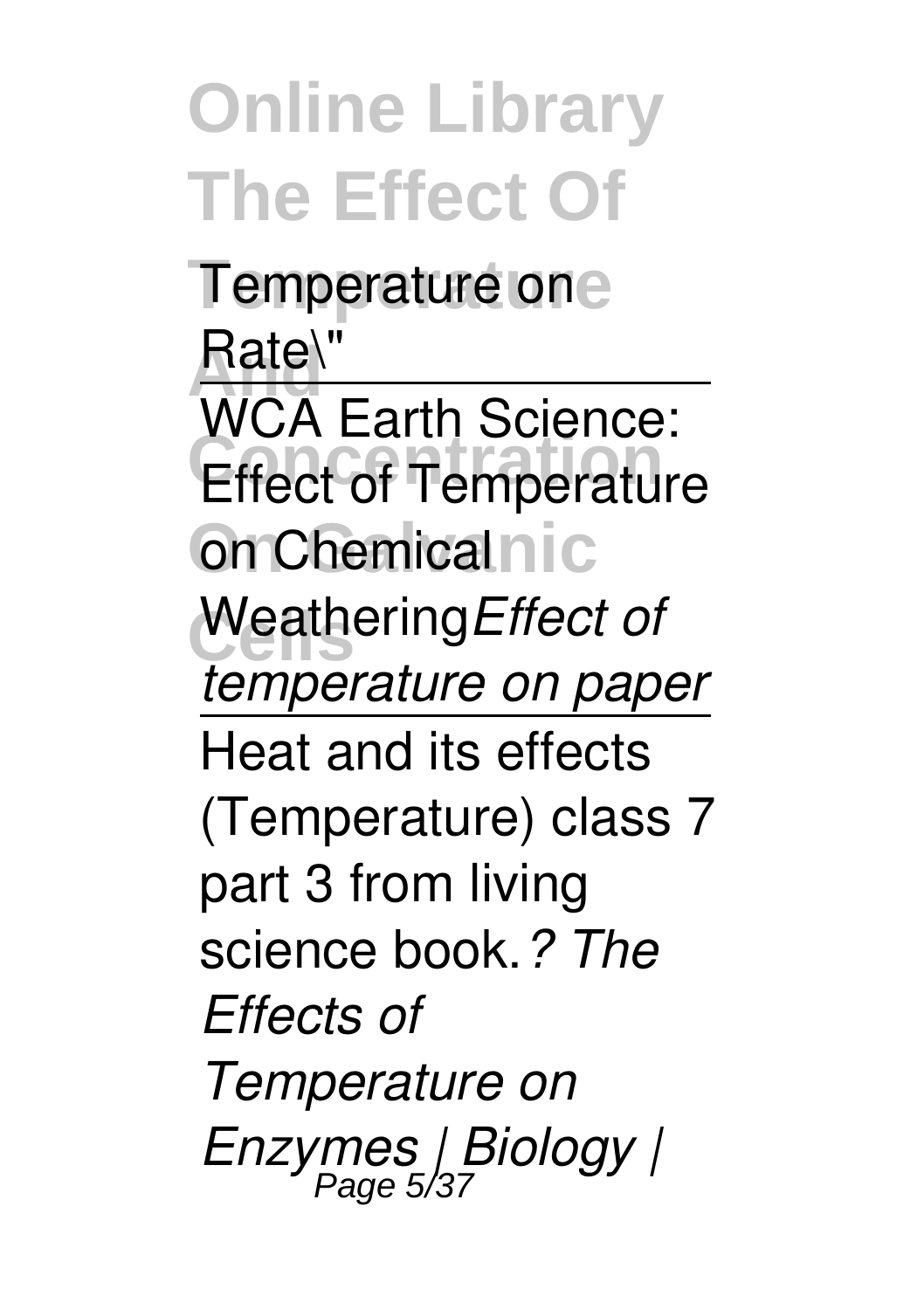Temperature on Rate\"

WCA Earth Science: Effect of Temperature on Chemical Weathering *Effect of temperature on paper*

Heat and its effects (Temperature) class 7 part 3 from living science book. *? The Effects of Temperature on Enzymes | Biology |*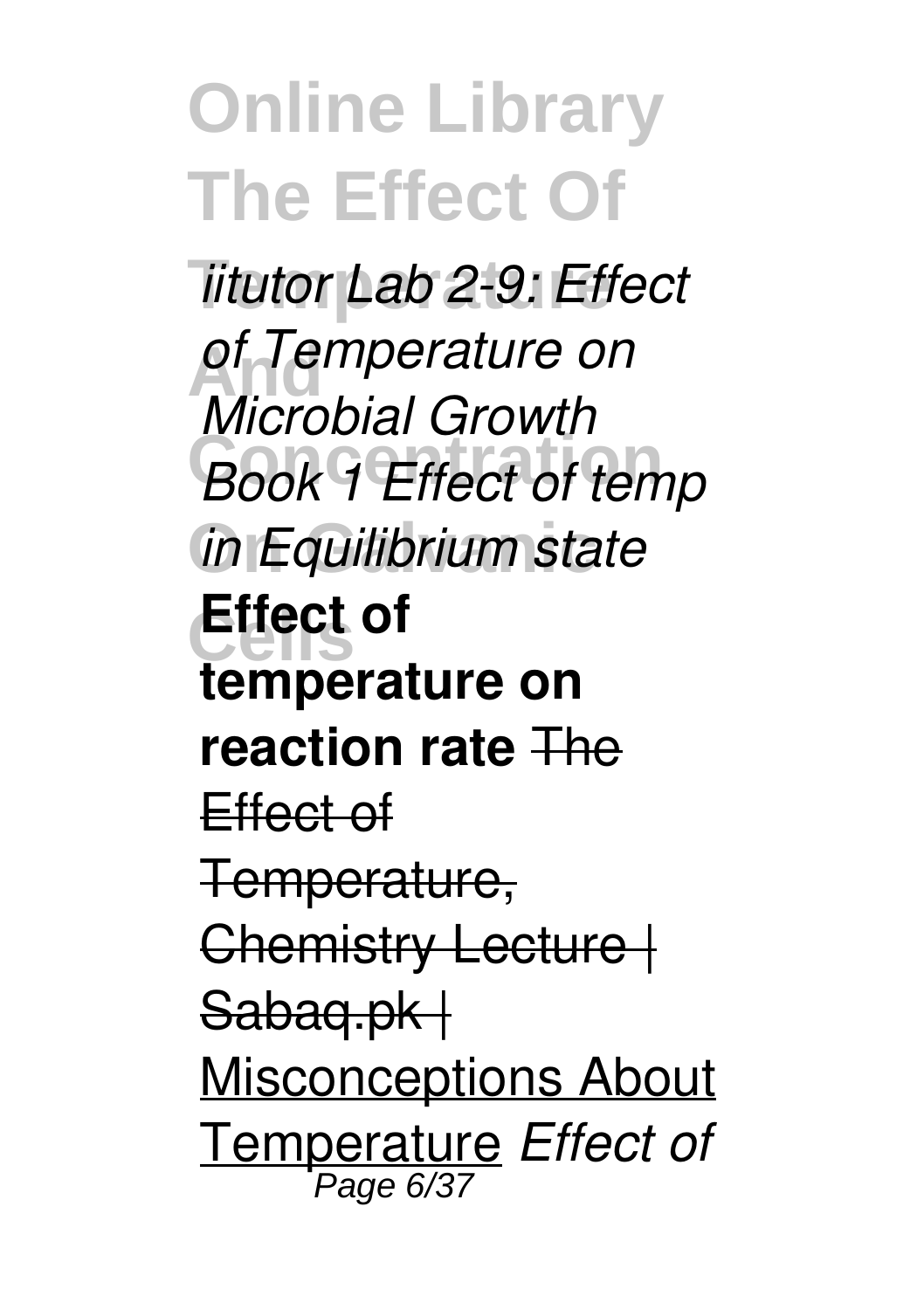*Iitutor Lab 2-9: Effect of Temperature on Microbial Growth* *Book 1 Effect of temp in Equilibrium state* **Effect of temperature on reaction rate** ~~The Effect of Temperature, Chemistry Lecture | Sabaq.pk |~~ Misconceptions About Temperature *Effect of*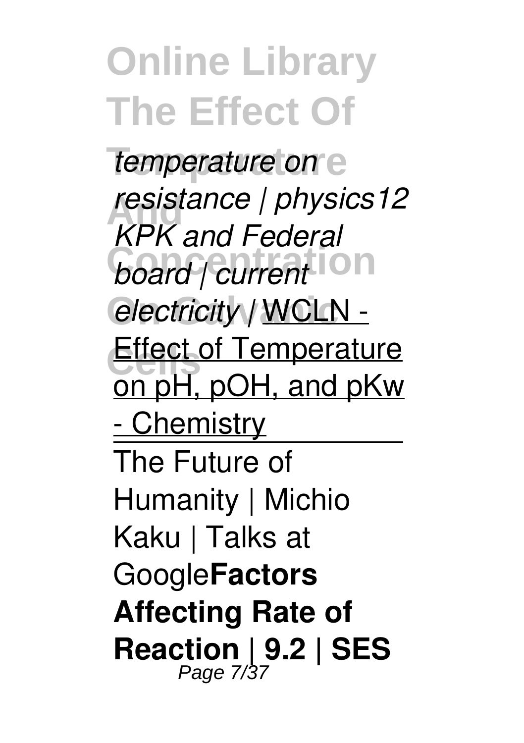*temperature on resistance | physics12 KPK and Federal board | current electricity |* WCLN - Effect of Temperature on pH, pOH, and pKw - Chemistry

The Future of Humanity | Michio Kaku | Talks at Google**Factors Affecting Rate of Reaction | 9.2 | SES**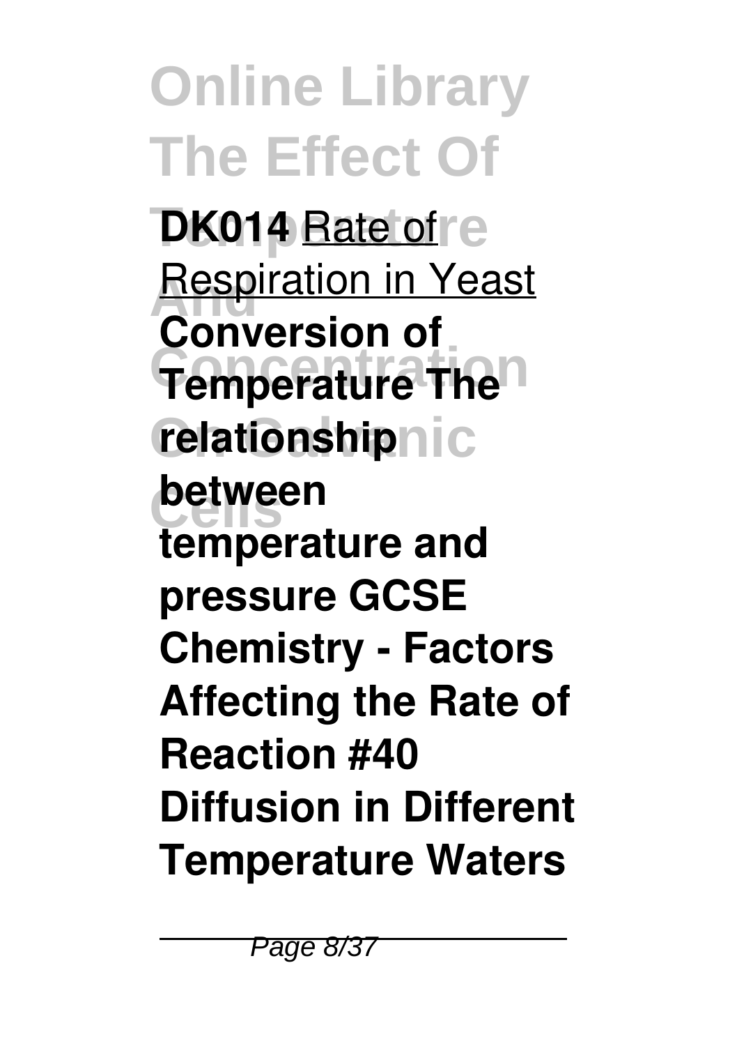**DK014** Rate of Respiration in Yeast **Conversion of Temperature The relationship between temperature and pressure GCSE Chemistry - Factors Affecting the Rate of Reaction #40 Diffusion in Different Temperature Waters**

---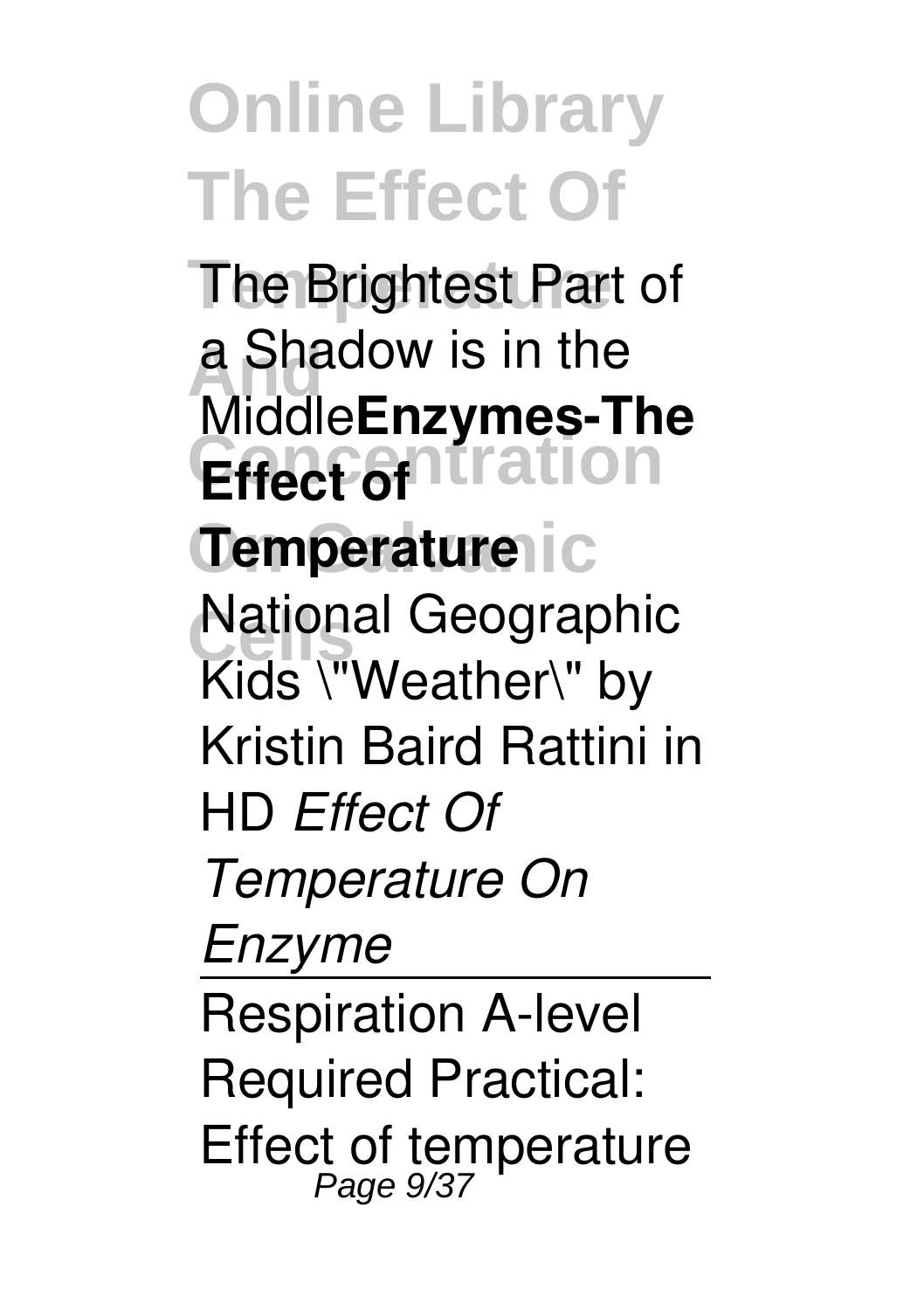The Brightest Part of a Shadow is in the Middle **Enzymes-The Effect of Temperature** National Geographic Kids \"Weather\" by Kristin Baird Rattini in HD *Effect Of Temperature On Enzyme*

---

Respiration A-level Required Practical: Effect of temperature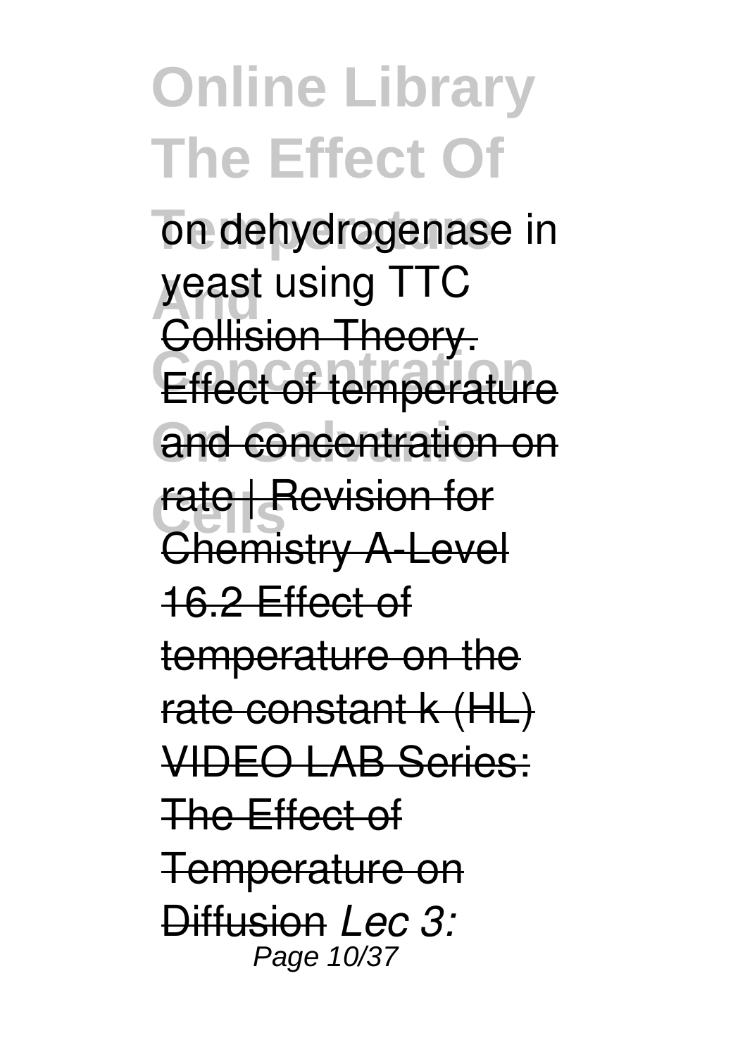on dehydrogenase in yeast using TTC

Collision Theory. Effect of temperature and concentration on rate | Revision for Chemistry A-Level

16.2 Effect of temperature on the rate constant k (HL)

VIDEO LAB Series: The Effect of Temperature on Diffusion *Lec 3:*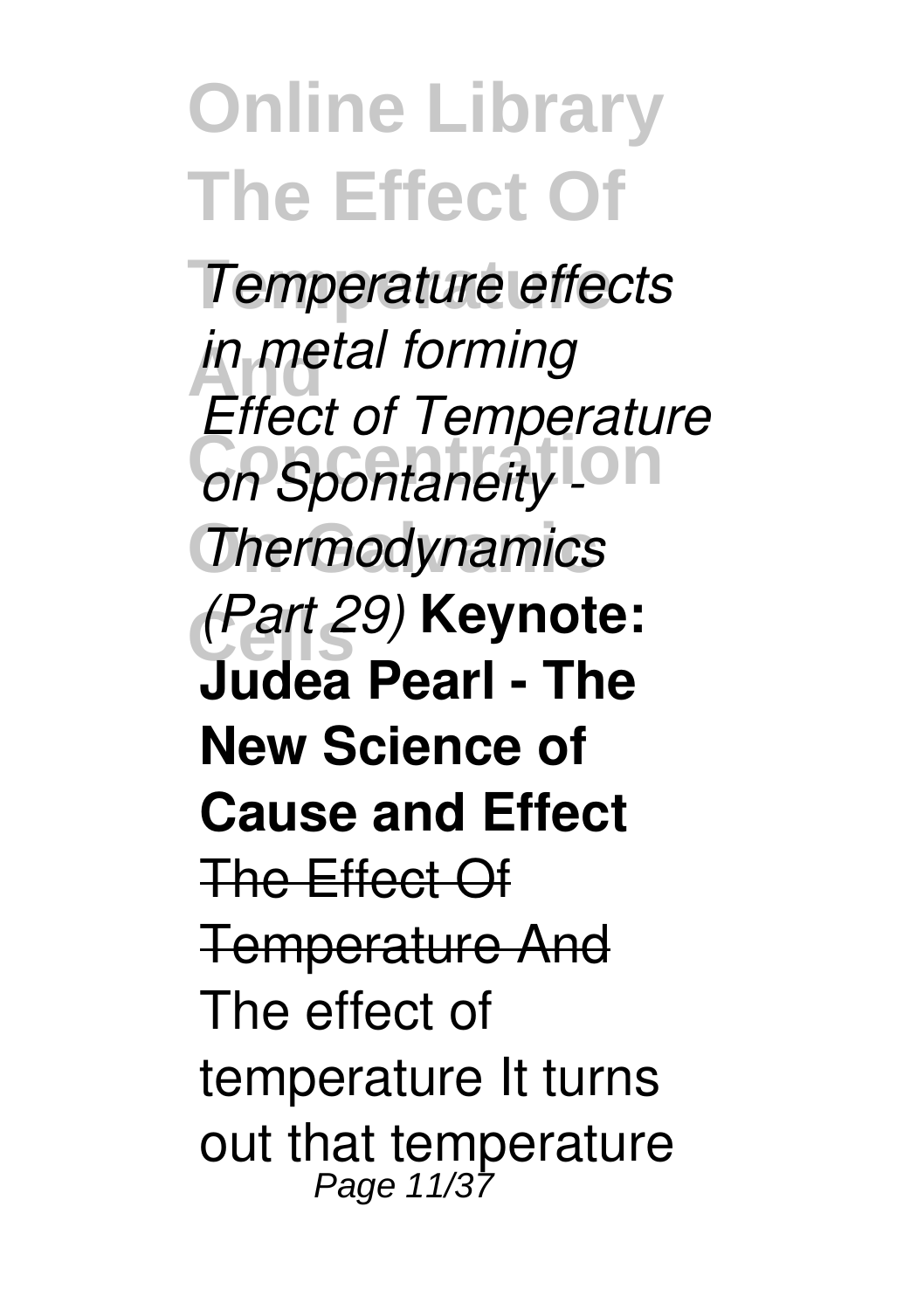*Temperature effects in metal forming*

*Effect of Temperature on Spontaneity - Thermodynamics (Part 29)* **Keynote: Judea Pearl - The New Science of Cause and Effect**

~~The Effect Of Temperature And~~

The effect of temperature It turns out that temperature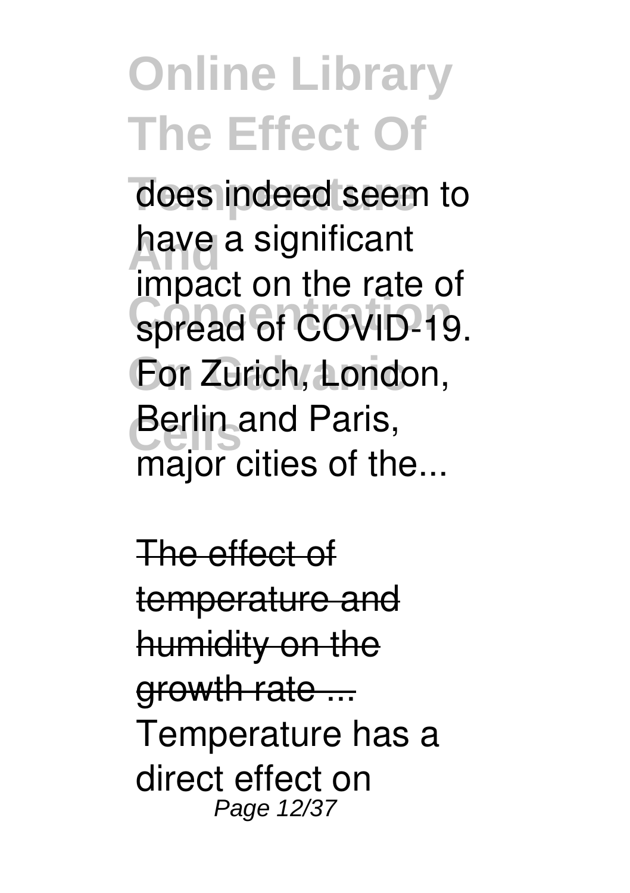does indeed seem to have a significant impact on the rate of spread of COVID-19. For Zurich, London, Berlin and Paris, major cities of the...

The effect of temperature and humidity on the growth rate ...

Temperature has a direct effect on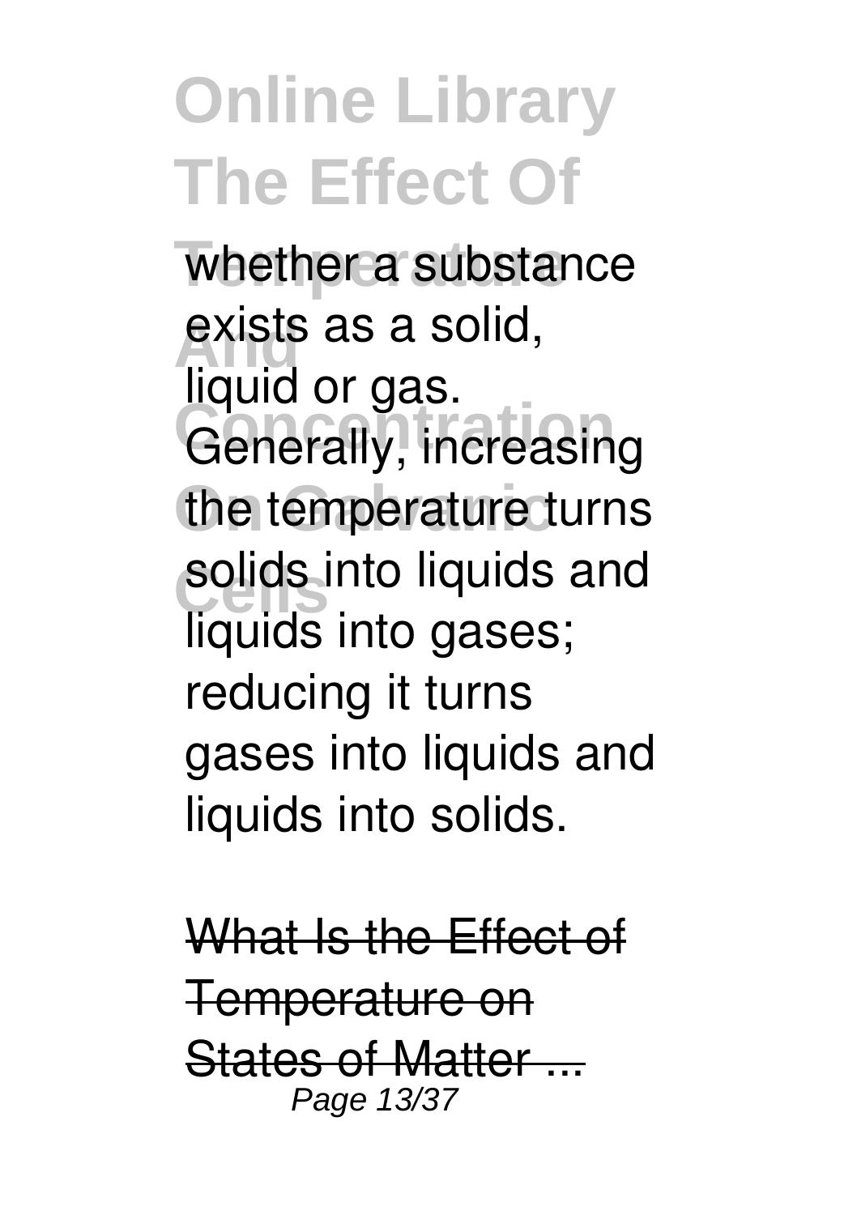whether a substance exists as a solid, liquid or gas. Generally, increasing the temperature turns solids into liquids and liquids into gases; reducing it turns gases into liquids and liquids into solids.

What Is the Effect of Temperature on States of Matter ...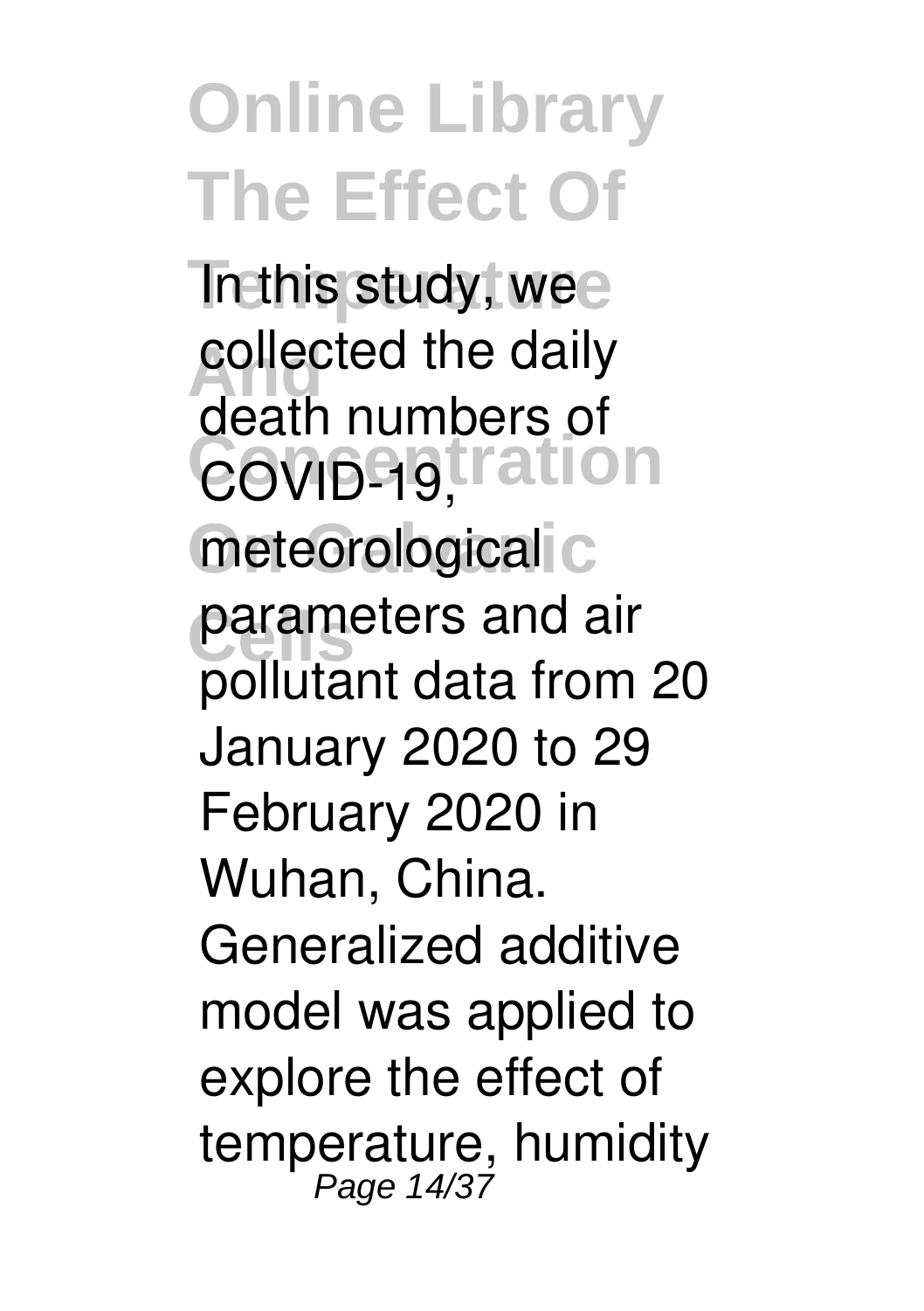In this study, we collected the daily death numbers of COVID-19, meteorological parameters and air pollutant data from 20 January 2020 to 29 February 2020 in Wuhan, China. Generalized additive model was applied to explore the effect of temperature, humidity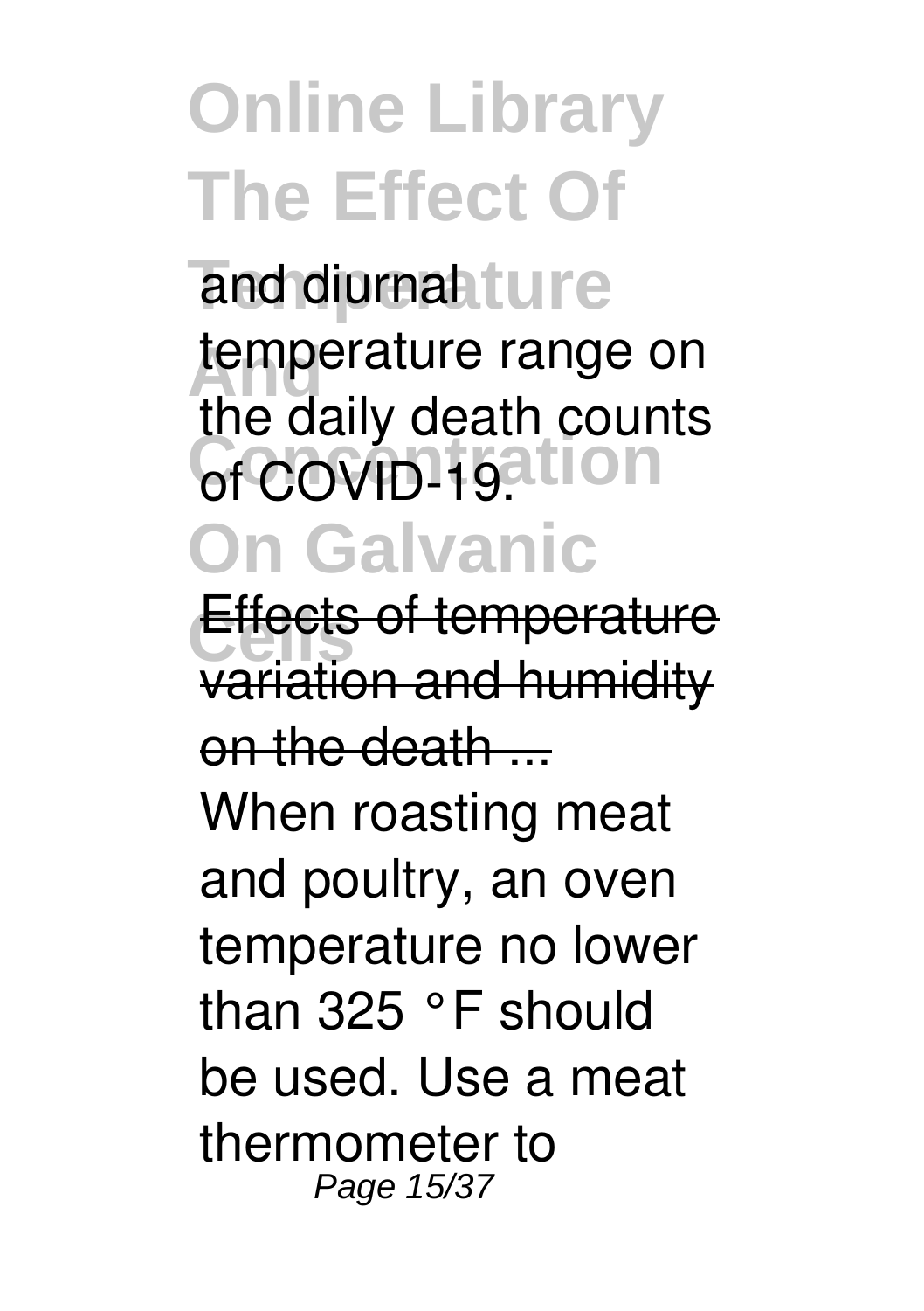and diurnal temperature range on the daily death counts of COVID-19.

Effects of temperature variation and humidity on the death ...

When roasting meat and poultry, an oven temperature no lower than 325 °F should be used. Use a meat thermometer to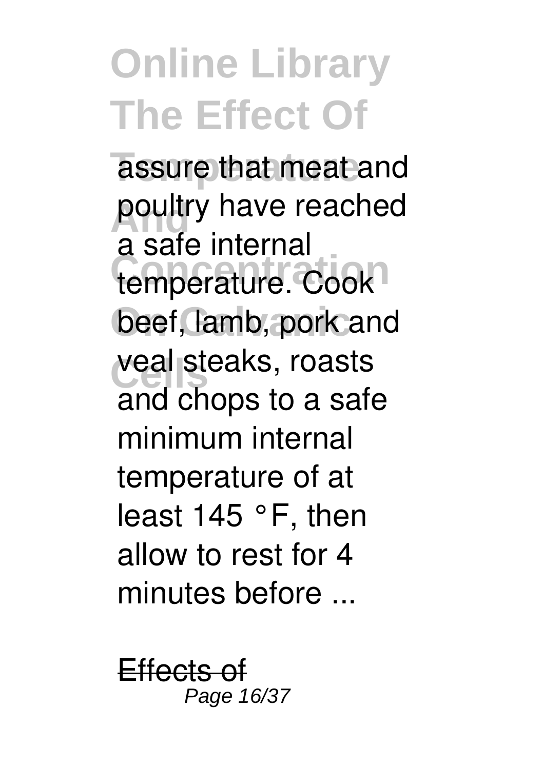assure that meat and poultry have reached a safe internal temperature. Cook beef, lamb, pork and veal steaks, roasts and chops to a safe minimum internal temperature of at least 145 °F, then allow to rest for 4 minutes before ...

Effects of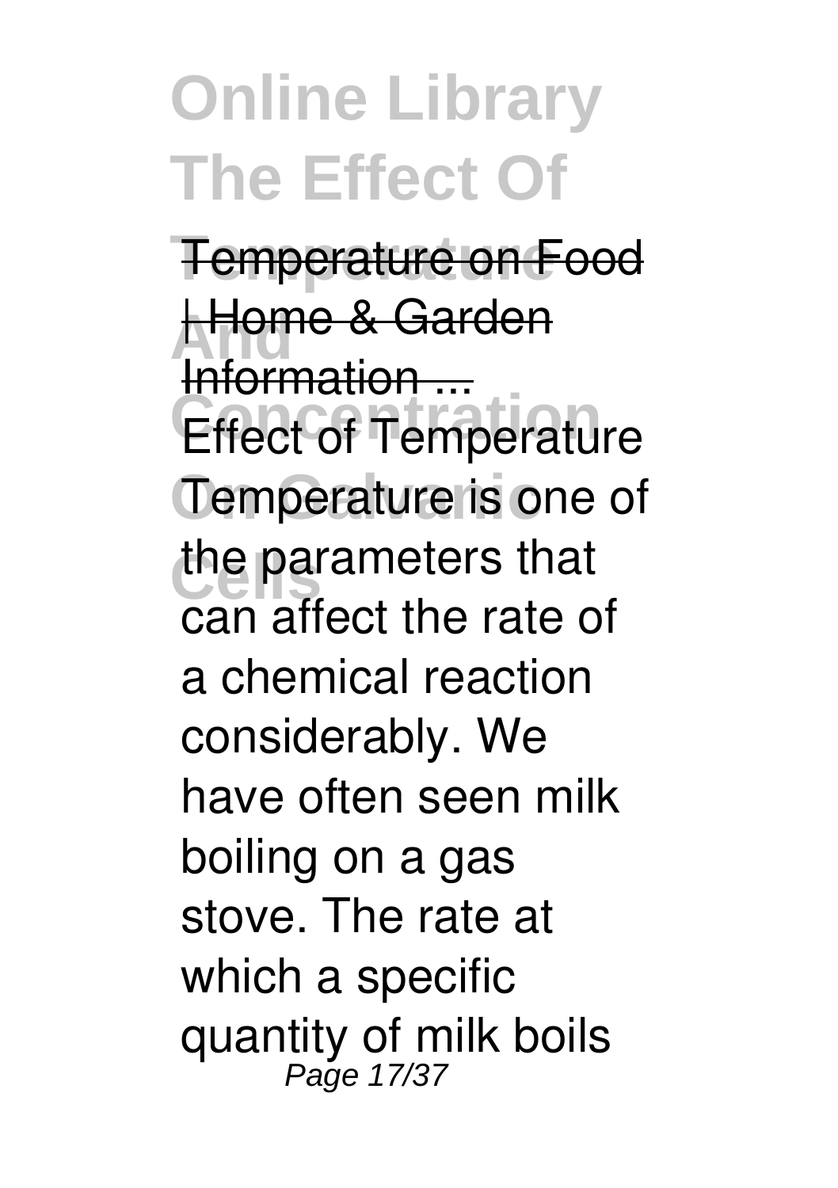Temperature on Food | Home & Garden Information ...

Effect of Temperature

Temperature is one of the parameters that can affect the rate of a chemical reaction considerably. We have often seen milk boiling on a gas stove. The rate at which a specific quantity of milk boils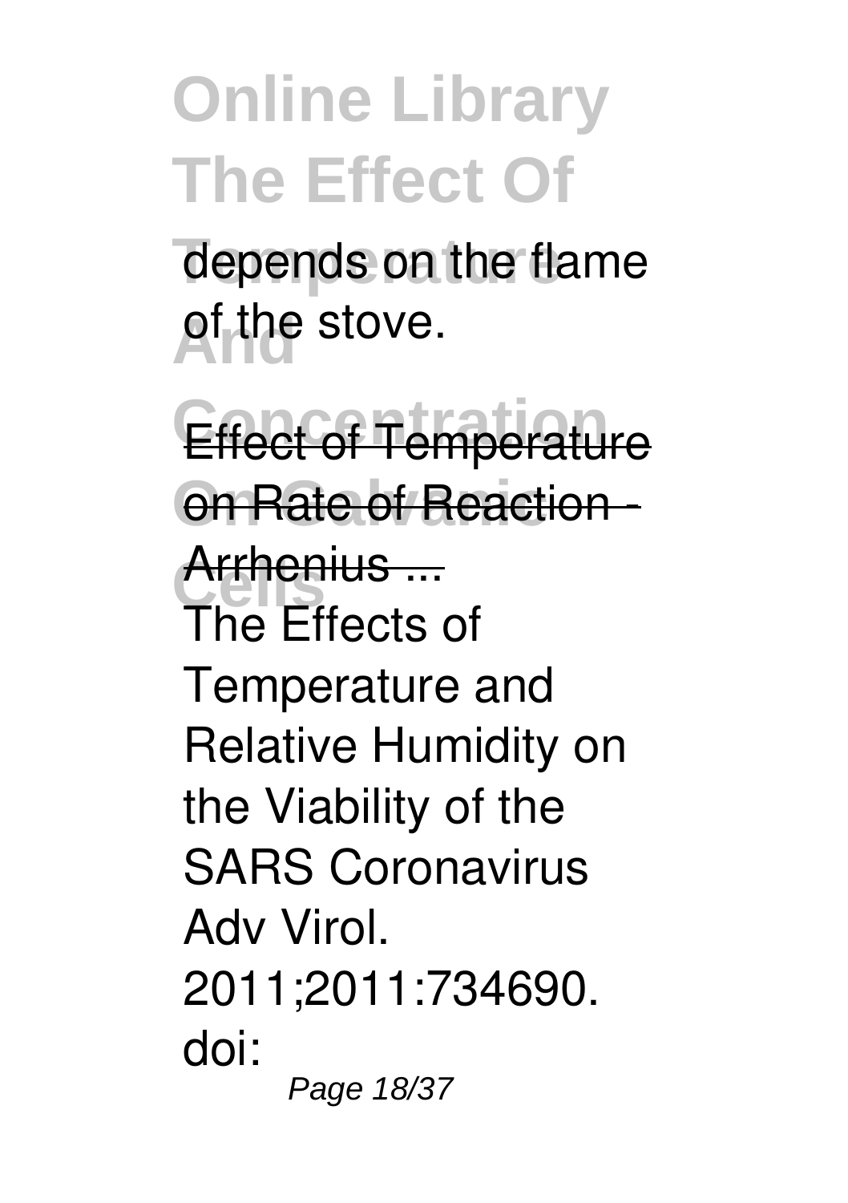depends on the flame of the stove.

Effect of Temperature on Rate of Reaction - Arrhenius ...

The Effects of Temperature and Relative Humidity on the Viability of the SARS Coronavirus Adv Virol. 2011;2011:734690. doi: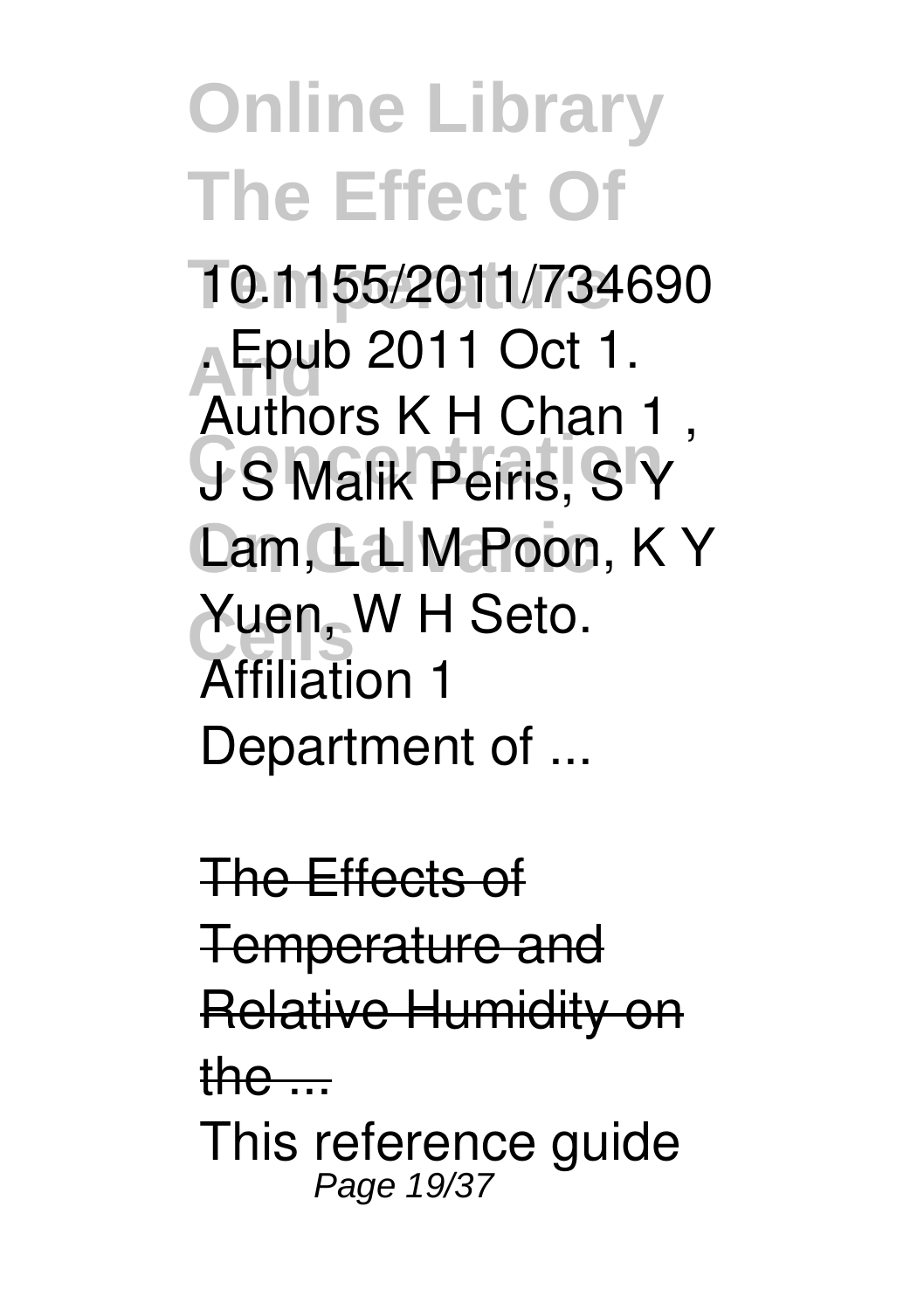10.1155/2011/734690

. Epub 2011 Oct 1. Authors K H Chan 1 , J S Malik Peiris, S Y Lam, L L M Poon, K Y Yuen, W H Seto. Affiliation 1 Department of ...

The Effects of Temperature and Relative Humidity on the ...

This reference guide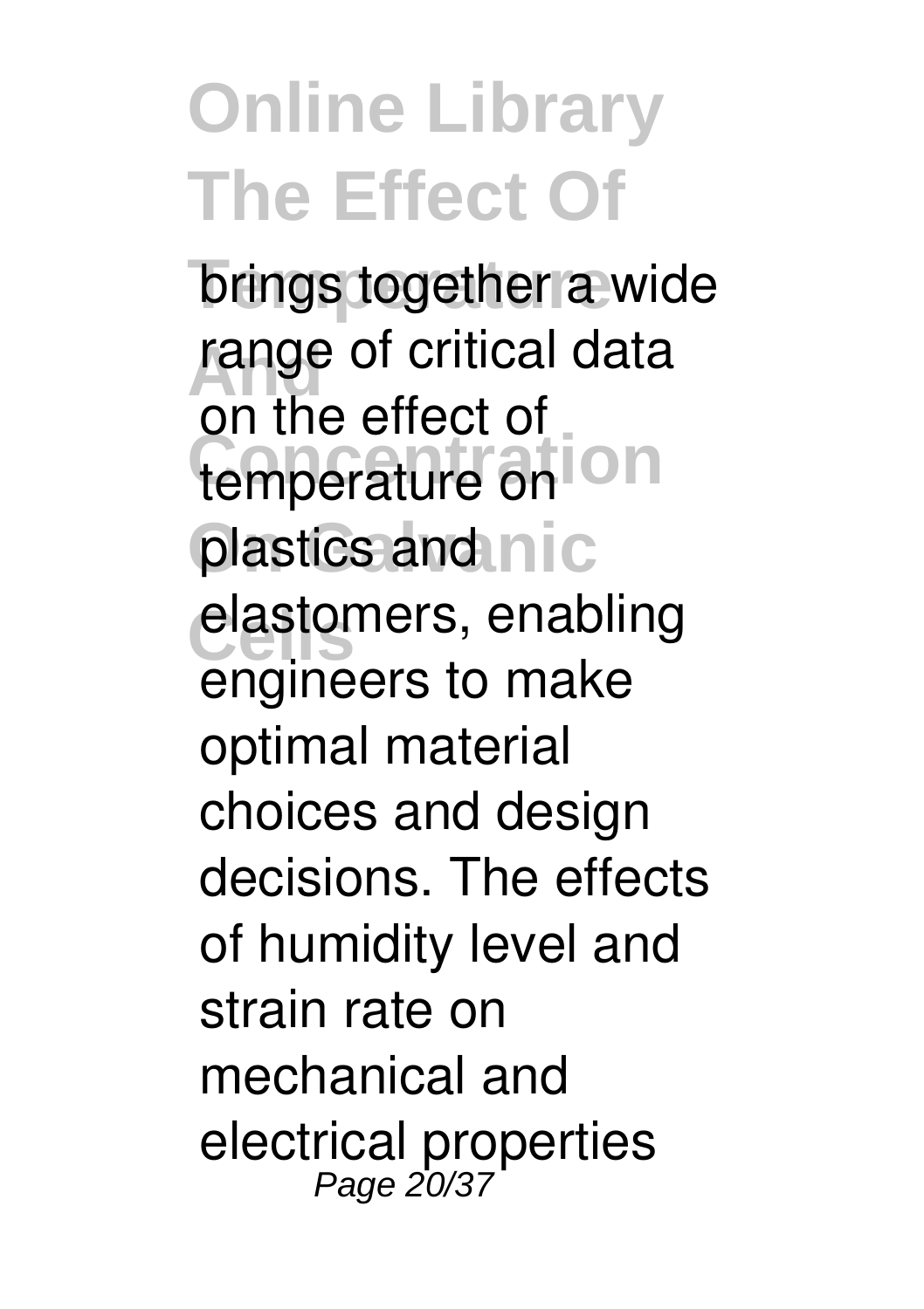brings together a wide range of critical data on the effect of temperature on plastics and elastomers, enabling engineers to make optimal material choices and design decisions. The effects of humidity level and strain rate on mechanical and electrical properties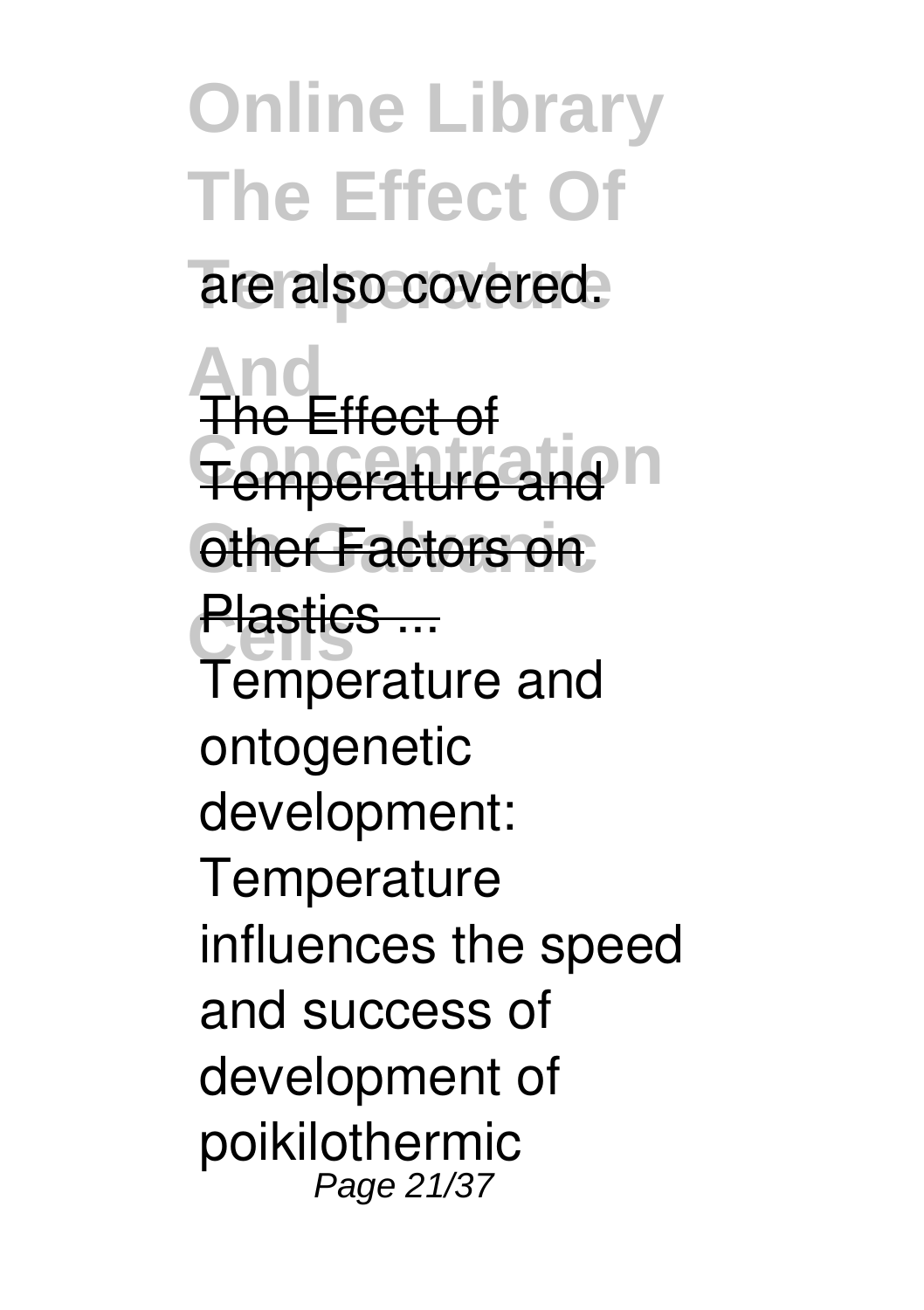are also covered.

The Effect of Temperature and other Factors on Plastics ...

Temperature and ontogenetic development: Temperature influences the speed and success of development of poikilothermic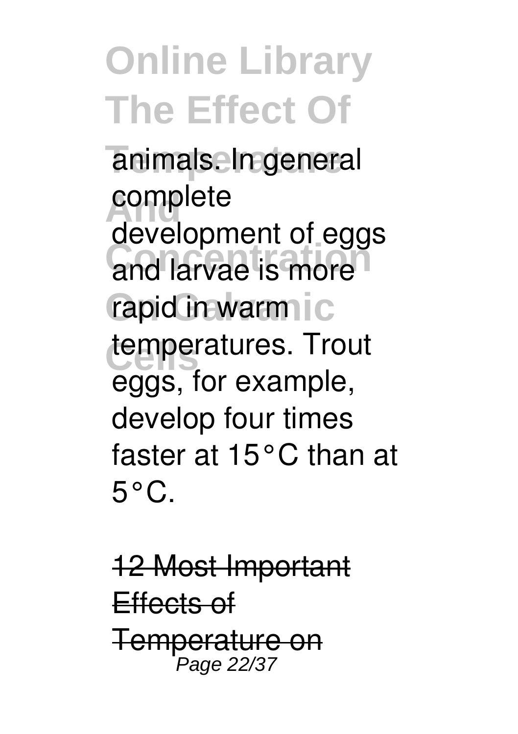animals. In general complete development of eggs and larvae is more rapid in warm temperatures. Trout eggs, for example, develop four times faster at 15°C than at 5°C.

~~12 Most Important Effects of Temperature on~~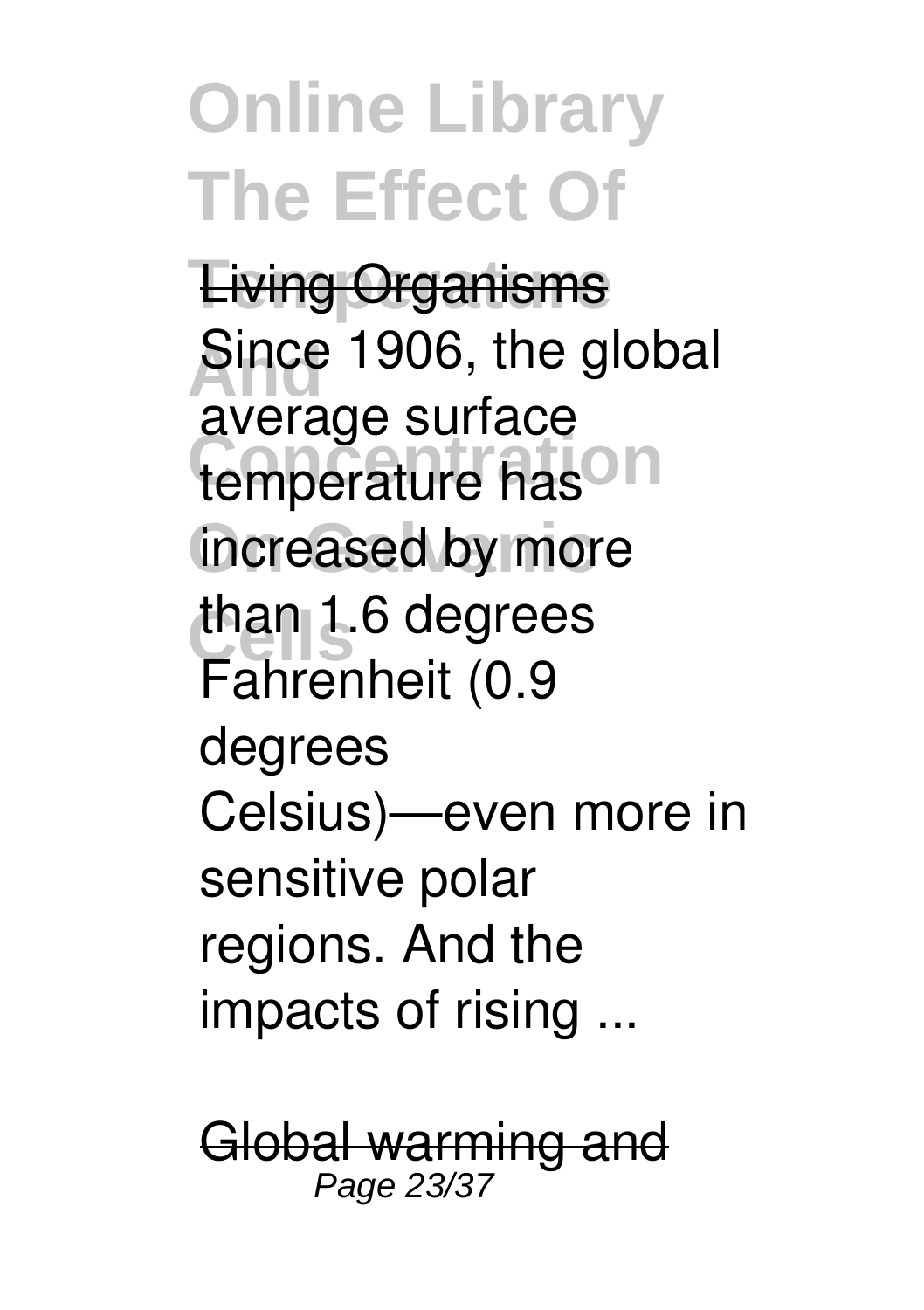Living Organisms

Since 1906, the global average surface temperature has increased by more than 1.6 degrees Fahrenheit (0.9 degrees Celsius)—even more in sensitive polar regions. And the impacts of rising ...

Global warming and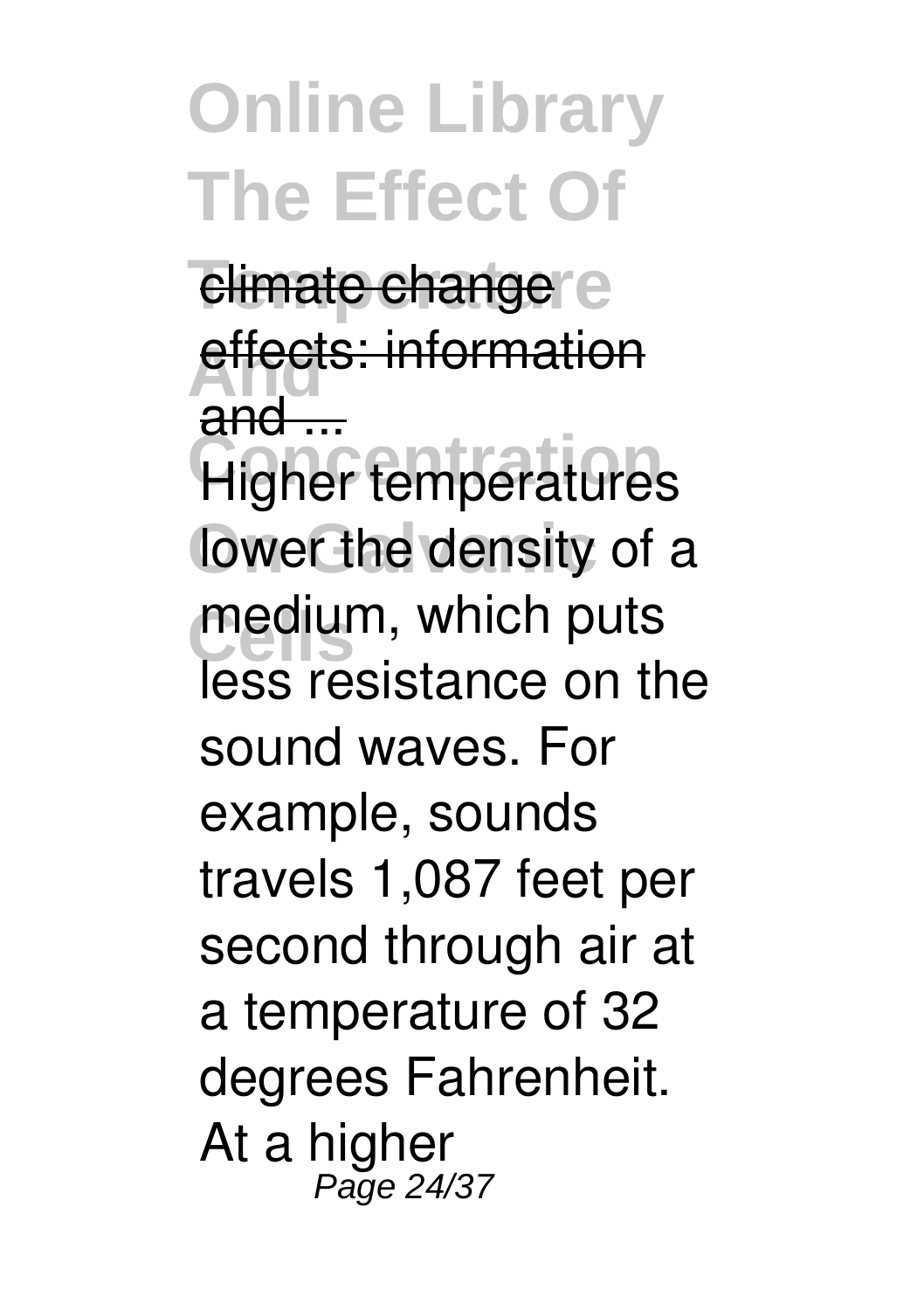climate change effects: information and ...

Higher temperatures lower the density of a medium, which puts less resistance on the sound waves. For example, sounds travels 1,087 feet per second through air at a temperature of 32 degrees Fahrenheit. At a higher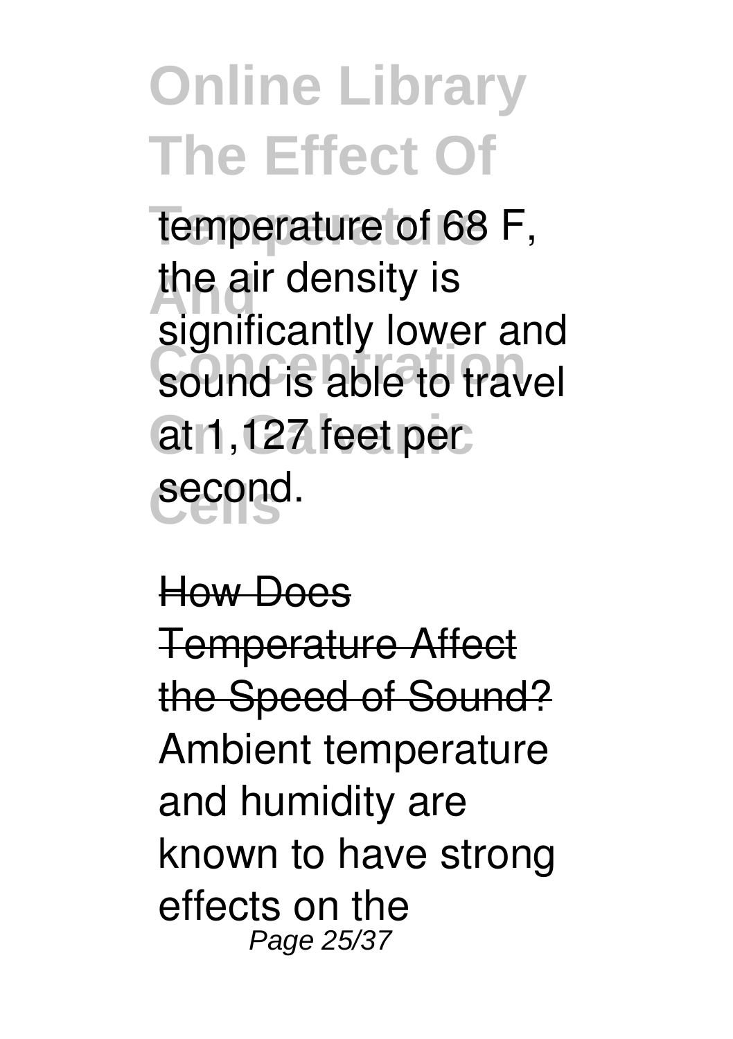temperature of 68 F, the air density is significantly lower and sound is able to travel at 1,127 feet per second.

How Does Temperature Affect the Speed of Sound?

Ambient temperature and humidity are known to have strong effects on the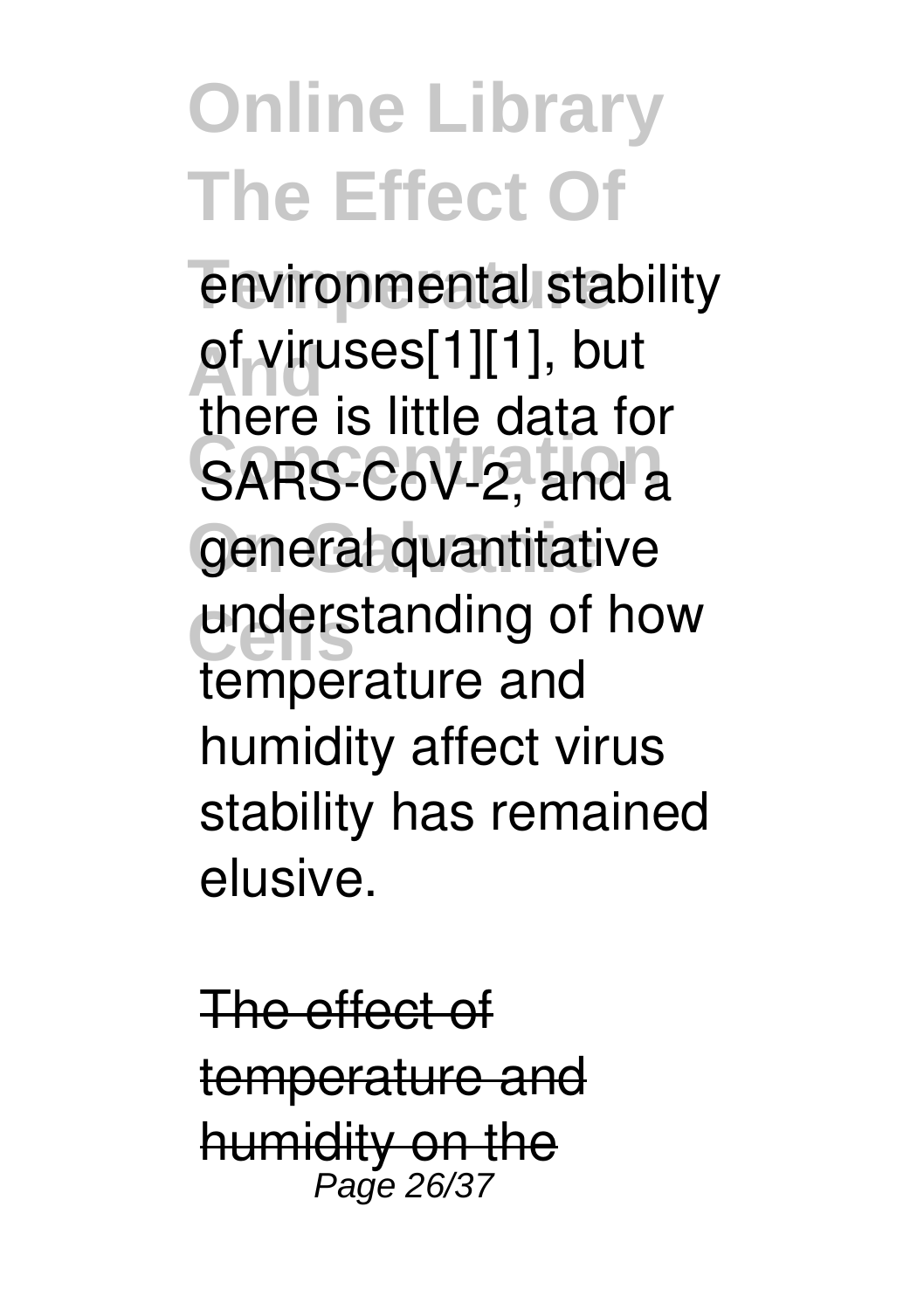environmental stability of viruses[1][1], but there is little data for SARS-CoV-2, and a general quantitative understanding of how temperature and humidity affect virus stability has remained elusive.

~~The effect of temperature and humidity on the~~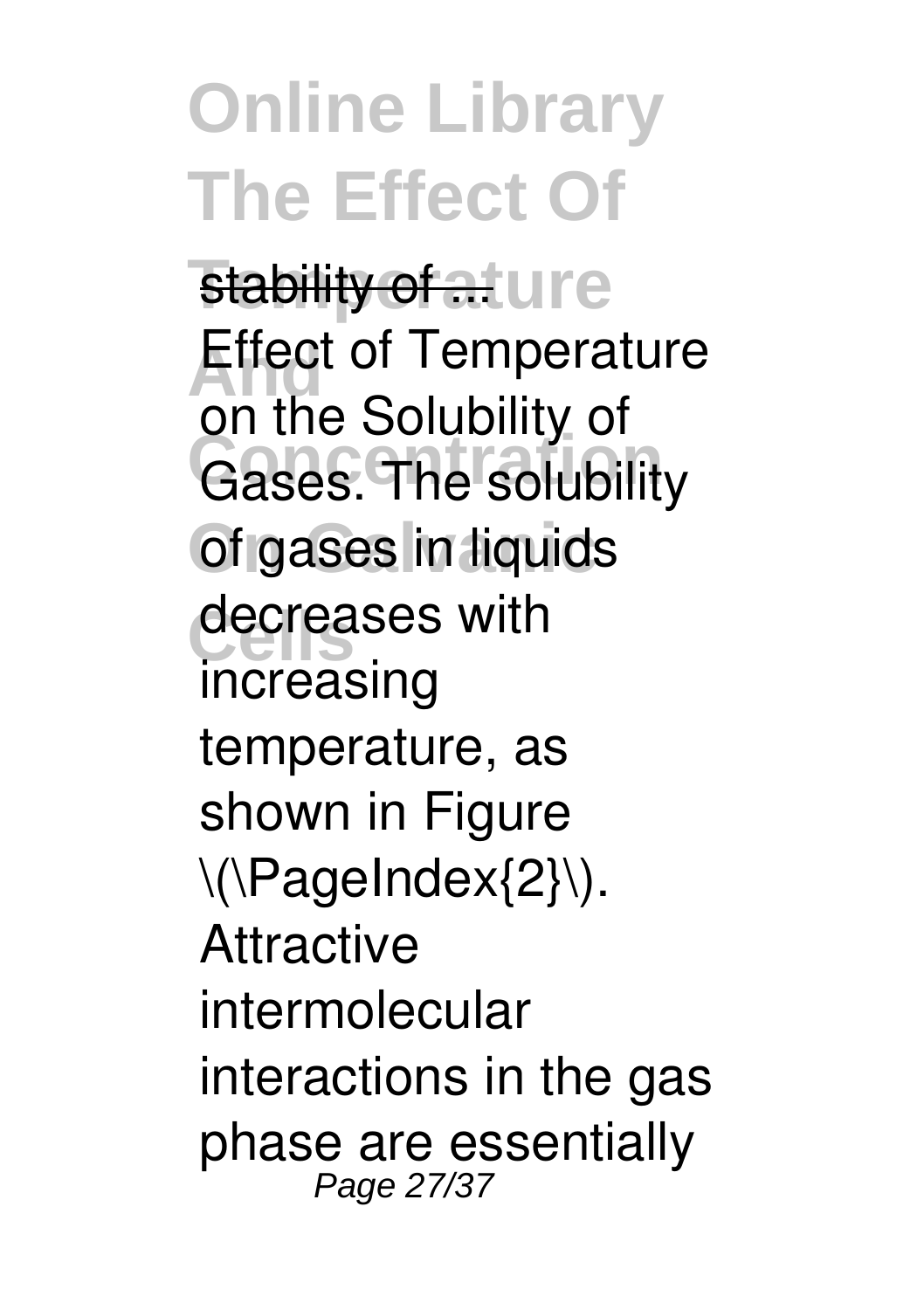stability of ...

Effect of Temperature on the Solubility of Gases. The solubility of gases in liquids decreases with increasing temperature, as shown in Figure \(\PageIndex{2}\). Attractive intermolecular interactions in the gas phase are essentially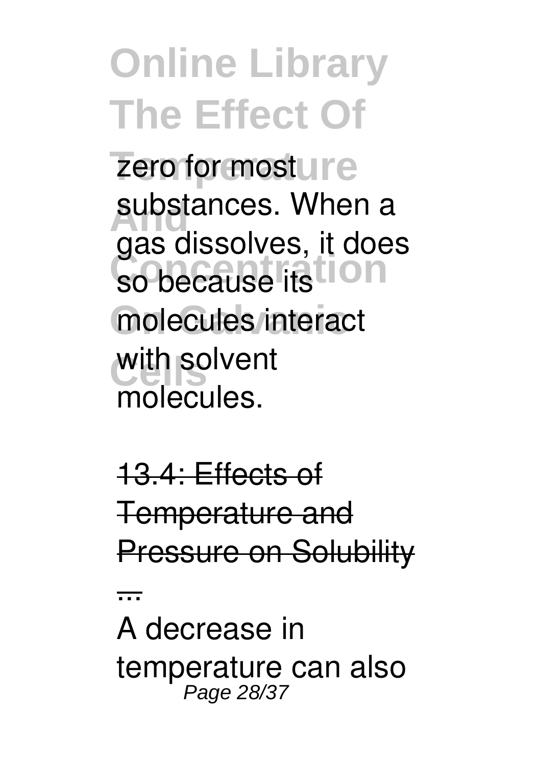zero for most substances. When a gas dissolves, it does so because its molecules interact with solvent molecules.

13.4: Effects of Temperature and Pressure on Solubility ...

A decrease in temperature can also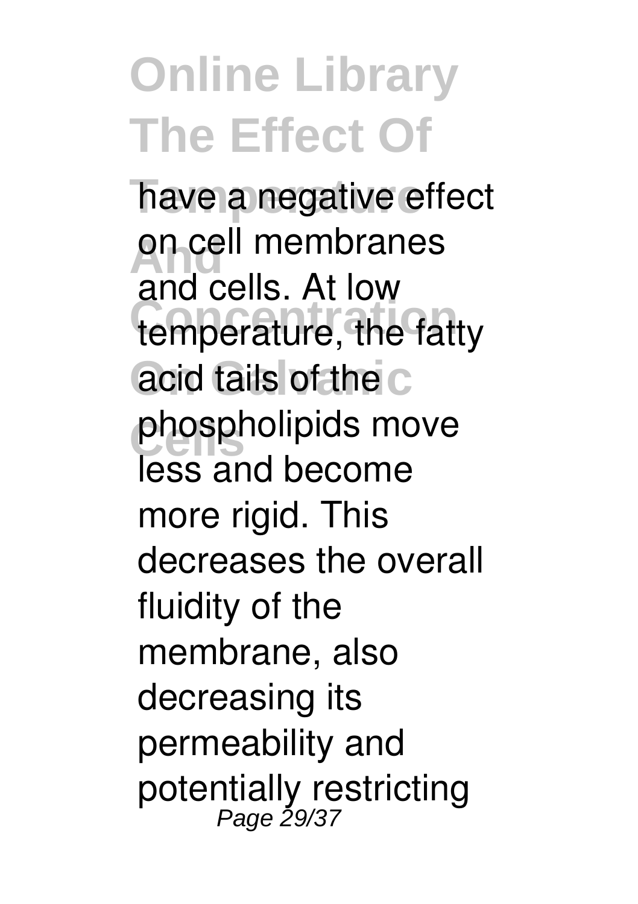have a negative effect on cell membranes and cells. At low temperature, the fatty acid tails of the phospholipids move less and become more rigid. This decreases the overall fluidity of the membrane, also decreasing its permeability and potentially restricting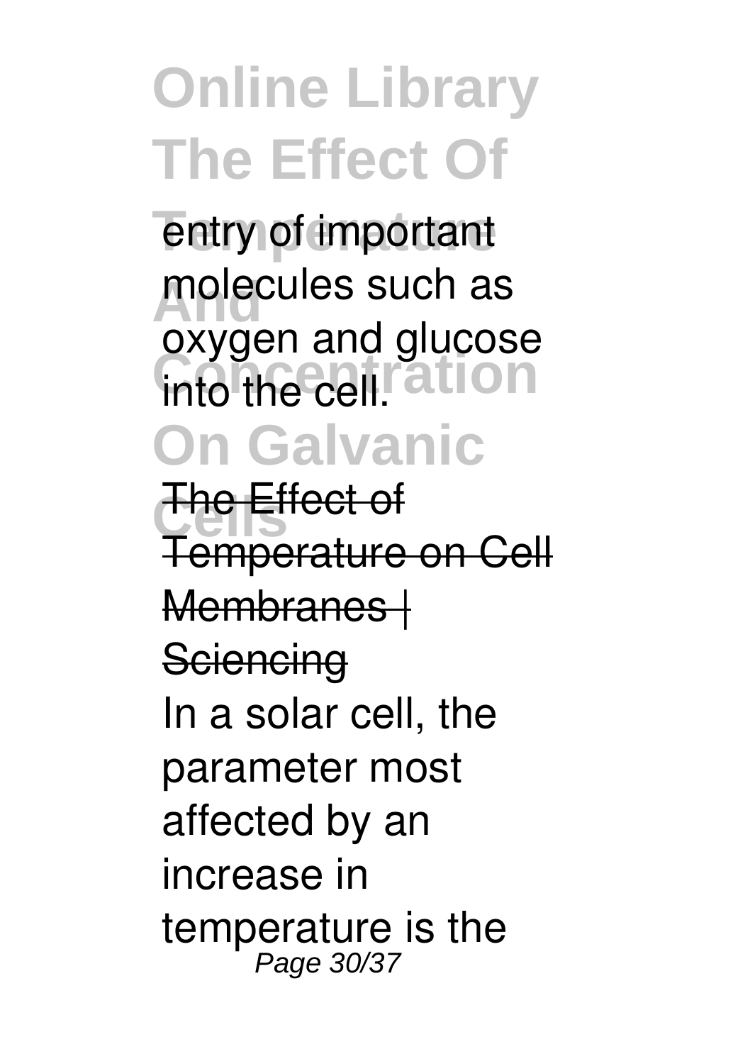entry of important molecules such as oxygen and glucose into the cell.

The Effect of Temperature on Cell Membranes | Sciencing

In a solar cell, the parameter most affected by an increase in temperature is the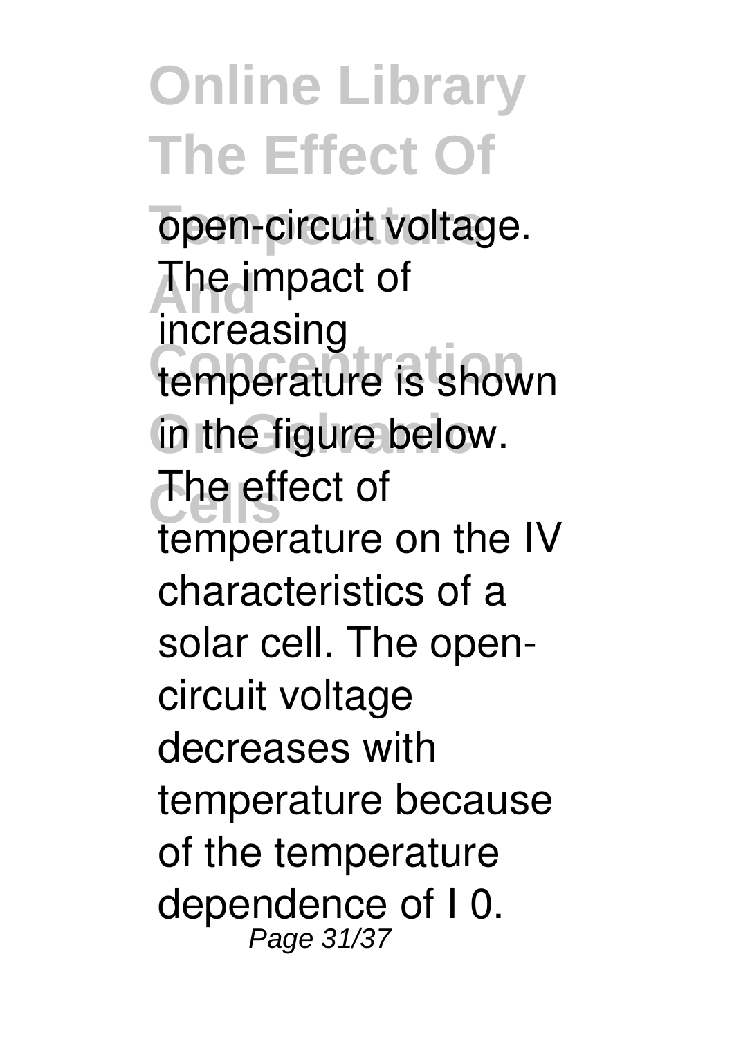open-circuit voltage. The impact of increasing temperature is shown in the figure below. The effect of temperature on the IV characteristics of a solar cell. The open-circuit voltage decreases with temperature because of the temperature dependence of I 0.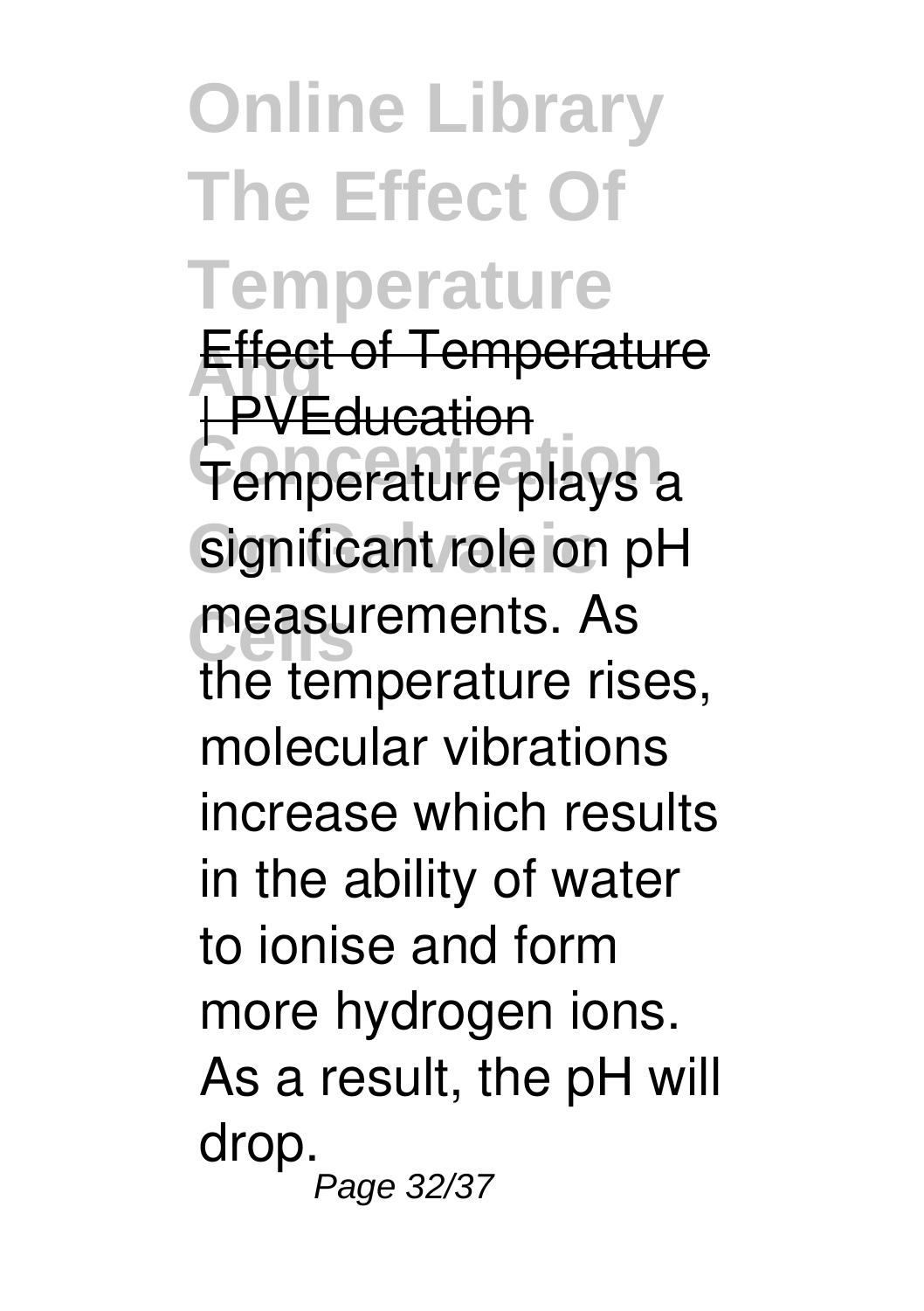Effect of Temperature | PVEducation

Temperature plays a significant role on pH measurements. As the temperature rises, molecular vibrations increase which results in the ability of water to ionise and form more hydrogen ions. As a result, the pH will drop.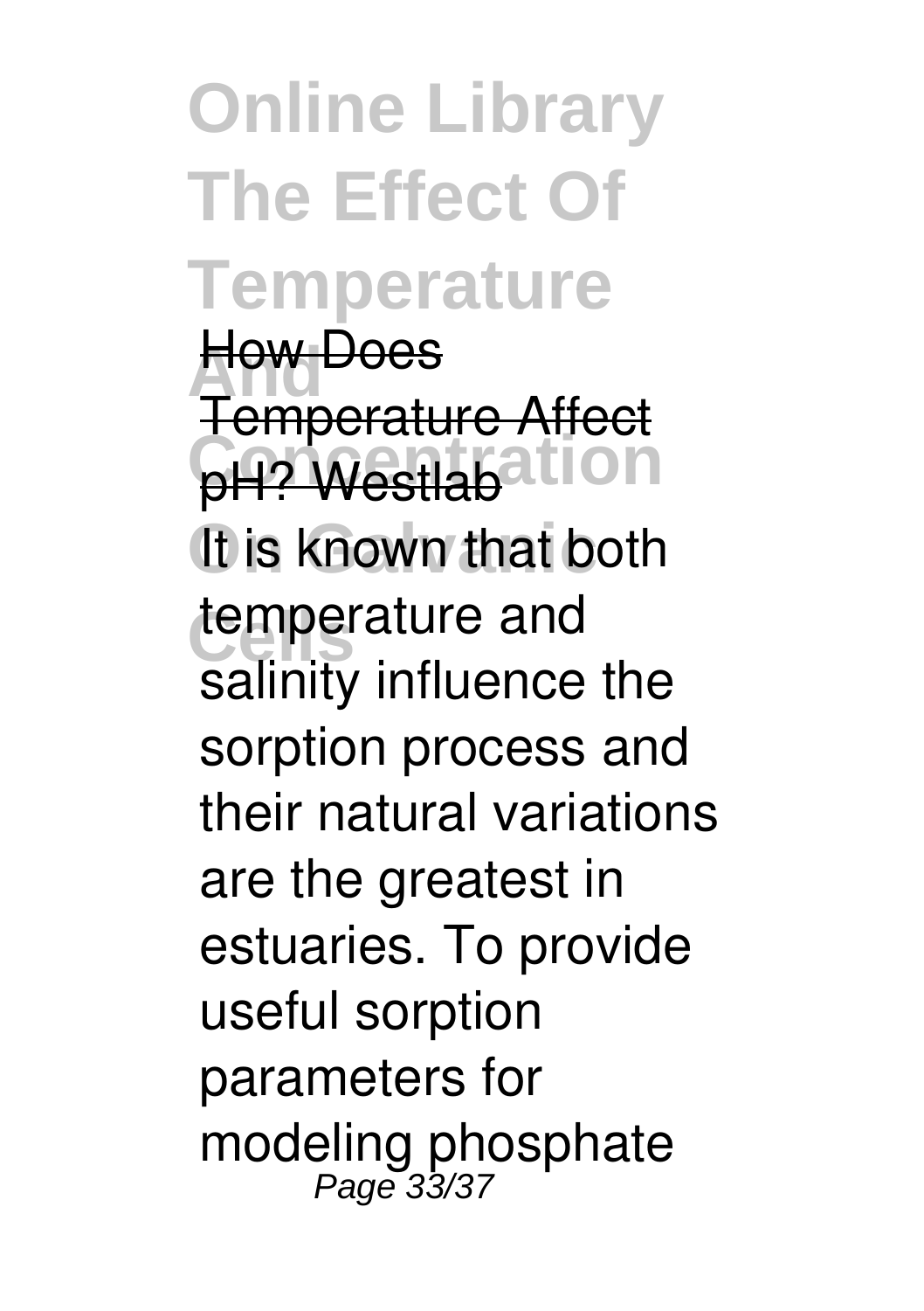How Does Temperature Affect pH? Westlab

It is known that both temperature and salinity influence the sorption process and their natural variations are the greatest in estuaries. To provide useful sorption parameters for modeling phosphate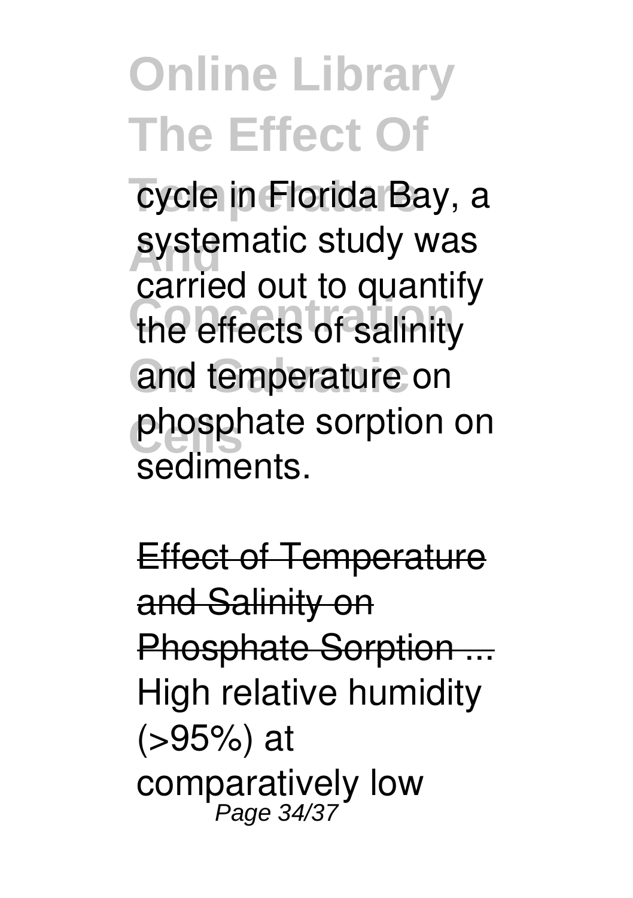cycle in Florida Bay, a systematic study was carried out to quantify the effects of salinity and temperature on phosphate sorption on sediments.

Effect of Temperature and Salinity on Phosphate Sorption ...

High relative humidity (>95%) at comparatively low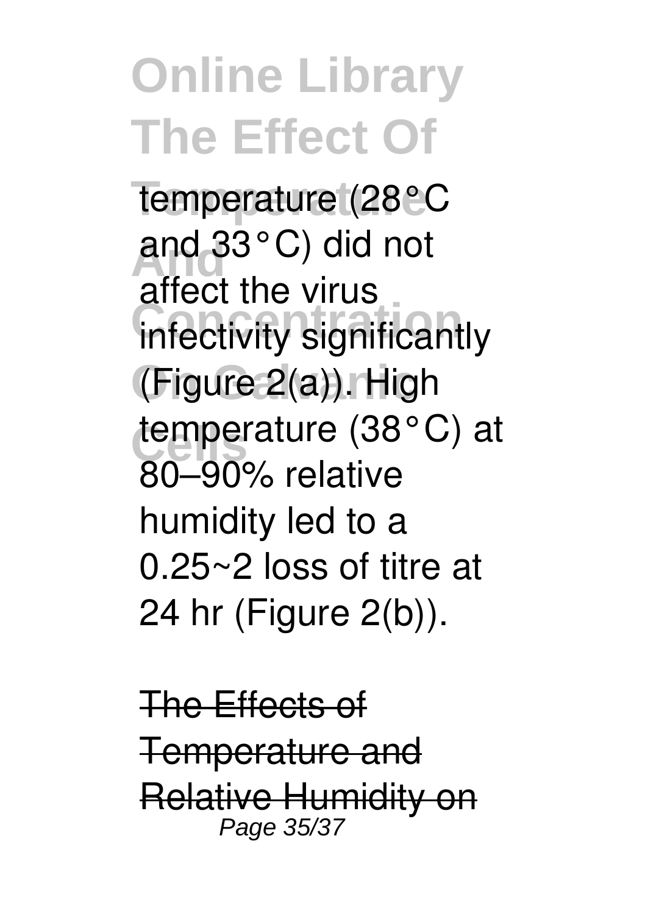temperature (28°C and 33°C) did not affect the virus infectivity significantly (Figure 2(a)). High temperature (38°C) at 80–90% relative humidity led to a 0.25~2 loss of titre at 24 hr (Figure 2(b)).

~~The Effects of Temperature and Relative Humidity on~~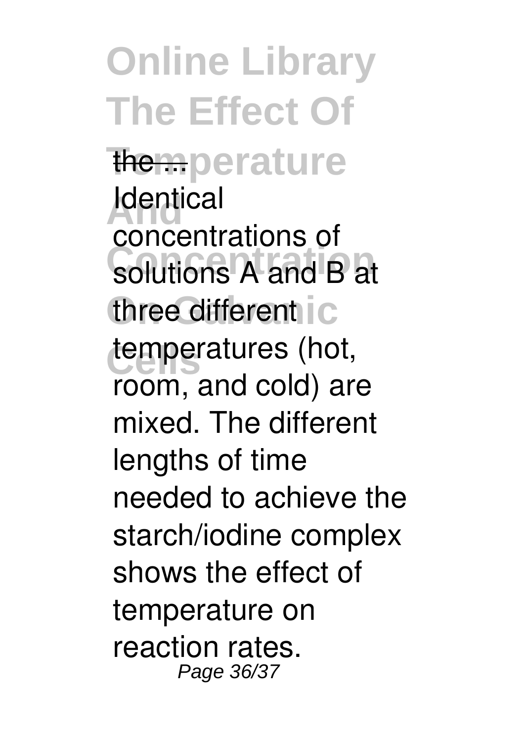the ...

Identical concentrations of solutions A and B at three different temperatures (hot, room, and cold) are mixed. The different lengths of time needed to achieve the starch/iodine complex shows the effect of temperature on reaction rates.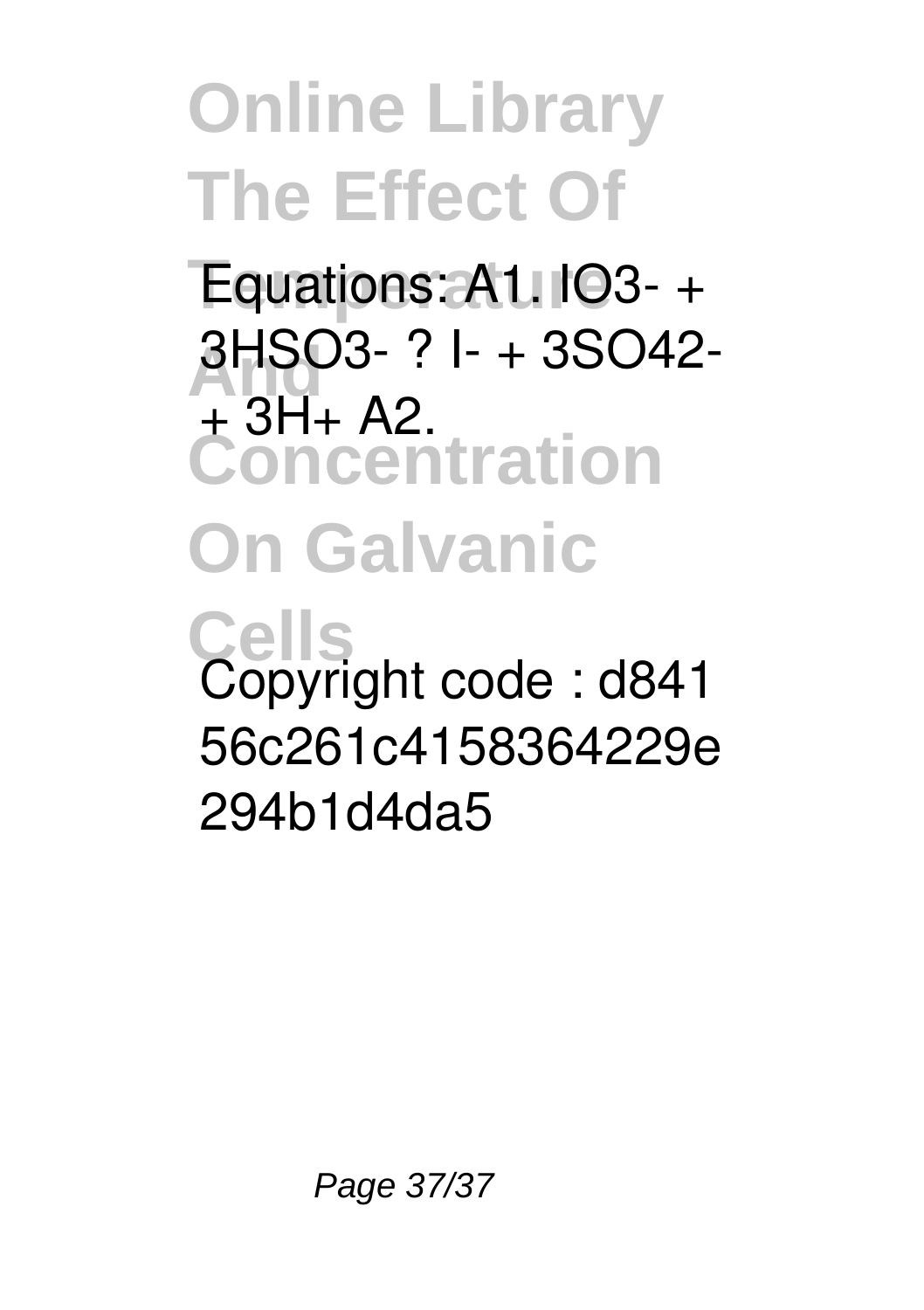Equations: A1. $IO_3^- + 3HSO_3^-$ ? $I^- + 3SO_4^{2-} + 3H^+$ A2.

Copyright code : d84156c261c4158364229e294b1d4da5